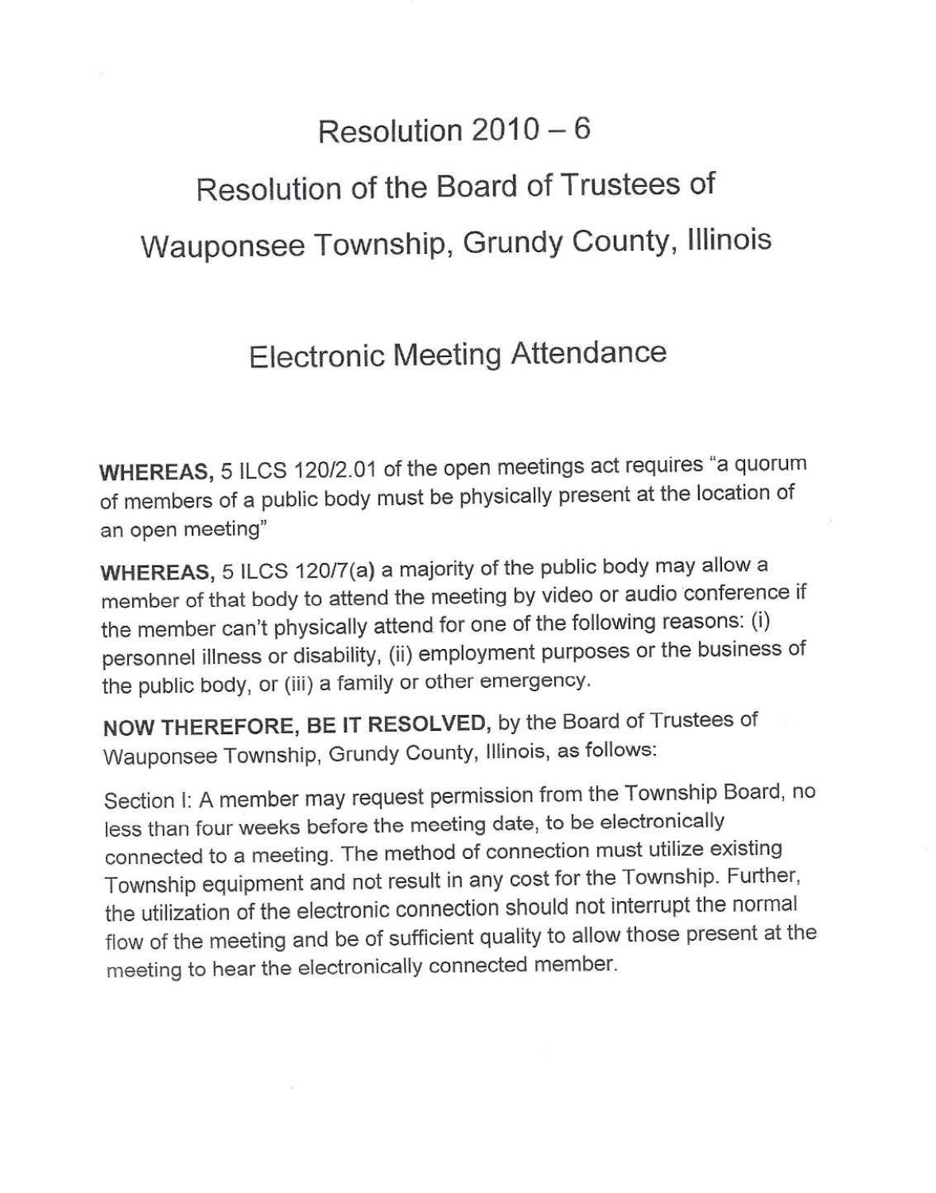# Resolution 2010 – 6

# Resolution of the Board of Trustees of Wauponsee Township, Grundy County, Illinois

## Electronic Meeting Attendance

**WHEREAS,** 5 ILCS 120/2.01 of the open meetings act requires "a quorum of members of a public body must be physically present at the location of an open meeting"

**WHEREAS,** 5 ILCS 120/7(a) a majority of the public body may allow a member of that body to attend the meeting by video or audio conference if the member can't physically attend for one of the following reasons: (i) personnel illness or disability, (ii) employment purposes or the business of the public body, or (iii) a family or other emergency.

**NOW THEREFORE, BE IT RESOLVED,** by the Board of Trustees of Wauponsee Township, Grundy County, Illinois, as follows:

Section I: A member may request permission from the Township Board, no less than four weeks before the meeting date, to be electronically connected to a meeting. The method of connection must utilize existing Township equipment and not result in any cost for the Township. Further, the utilization of the electronic connection should not interrupt the normal flow of the meeting and be of sufficient quality to allow those present at the meeting to hear the electronically connected member.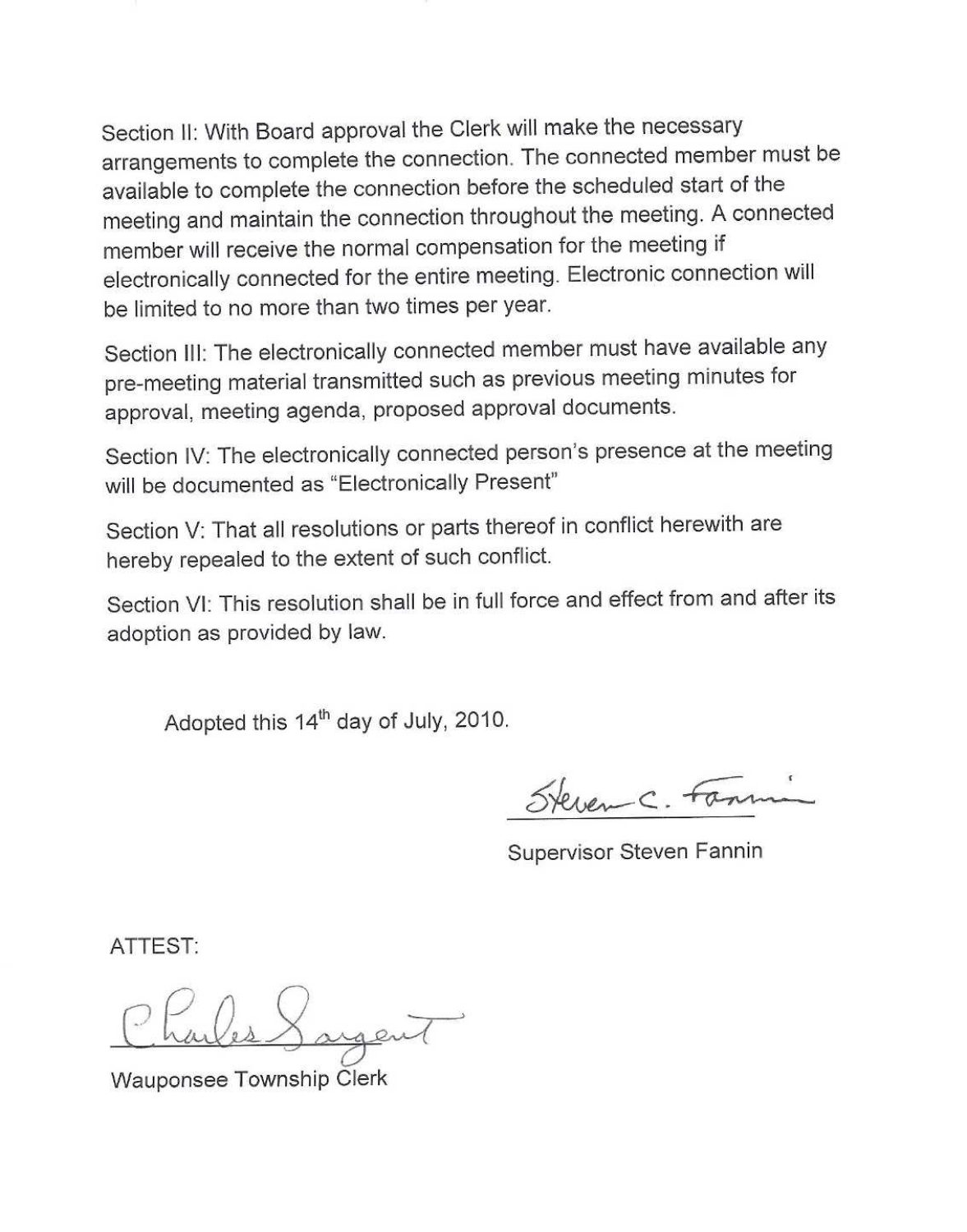Section II: With Board approval the Clerk will make the necessary arrangements to complete the connection. The connected member must be available to complete the connection before the scheduled start of the meeting and maintain the connection throughout the meeting. A connected member will receive the normal compensation for the meeting if electronically connected for the entire meeting. Electronic connection will be limited to no more than two times per year.

Section III: The electronically connected member must have available any pre-meeting material transmitted such as previous meeting minutes for approval, meeting agenda, proposed approval documents.

Section IV: The electronically connected person's presence at the meeting will be documented as "Electronically Present"

Section V: That all resolutions or parts thereof in conflict herewith are hereby repealed to the extent of such conflict.

Section VI: This resolution shall be in full force and effect from and after its adoption as provided by law.

Adopted this 14th day of July, 2010.

Steven C. Fannin

Supervisor Steven Fannin

ATTEST:

Charles Sargent

Wauponsee Township Clerk